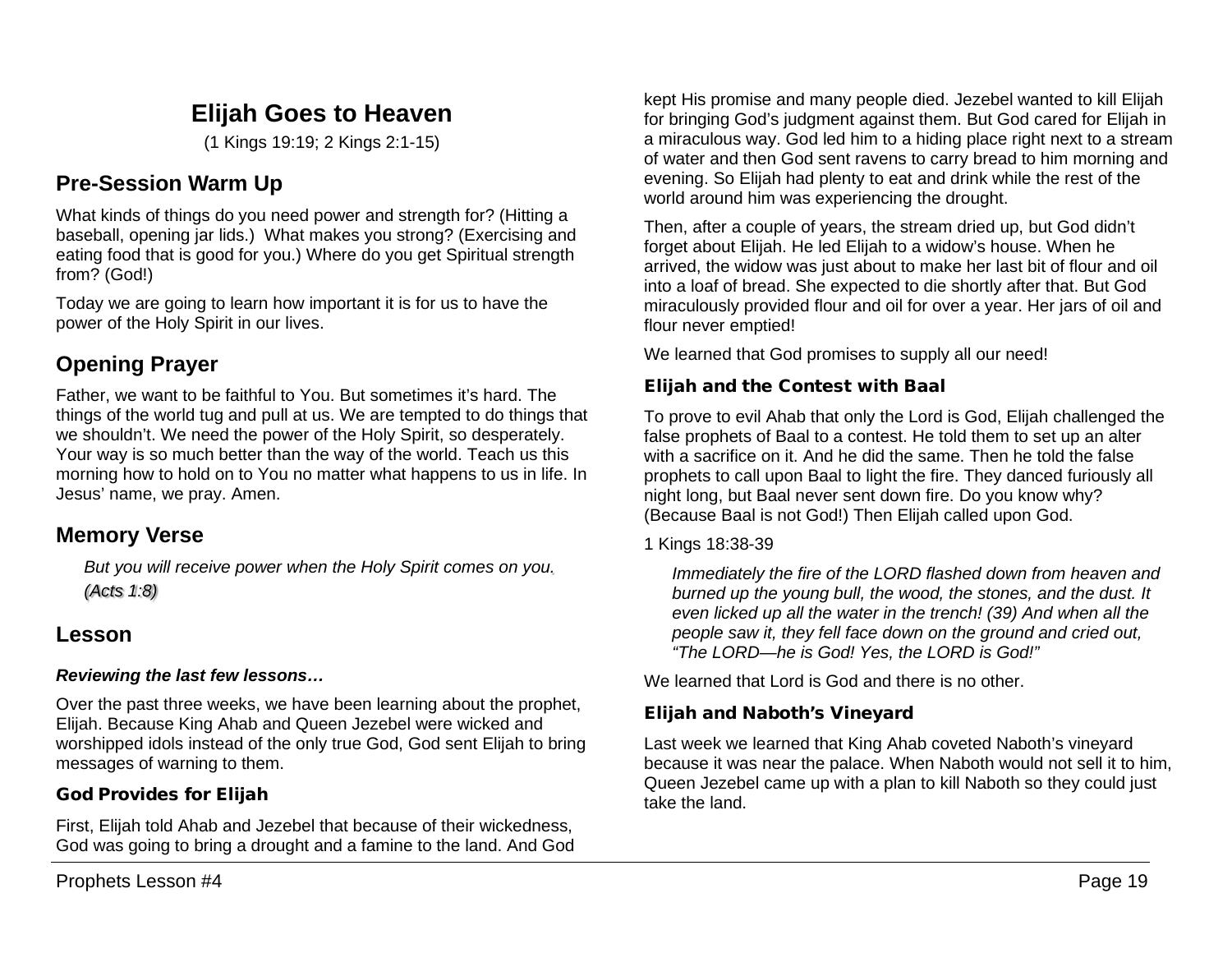# Elijah Goes to Heaven

(1 Kings 19:19; 2 Kings 2:1-15)

## Pre-Session Warm Up

What kinds of things do you need power and strength for? (Hitting a baseball, opening jar lids.) What makes you strong? (Exercising and eating food that is good for you.) Where do you get Spiritual strength from? (God!)

Today we are going to learn how important it is for us to have the power of the Holy Spirit in our lives.

## Opening Prayer

Father, we want to be faithful to You. But sometimes it's hard. The things of the world tug and pull at us. We are tempted to do things that we shouldn't. We need the power of the Holy Spirit, so desperately. Your way is so much better than the way of the world. Teach us this morning how to hold on to You no matter what happens to us in life. In Jesus' name, we pray. Amen.

## Memory Verse

> *But you will receive power when the Holy Spirit comes on you. (Acts 1:8)*

## Lesson

***Reviewing the last few lessons…***

Over the past three weeks, we have been learning about the prophet, Elijah. Because King Ahab and Queen Jezebel were wicked and worshipped idols instead of the only true God, God sent Elijah to bring messages of warning to them.

### God Provides for Elijah

First, Elijah told Ahab and Jezebel that because of their wickedness, God was going to bring a drought and a famine to the land. And God kept His promise and many people died. Jezebel wanted to kill Elijah for bringing God's judgment against them. But God cared for Elijah in a miraculous way. God led him to a hiding place right next to a stream of water and then God sent ravens to carry bread to him morning and evening. So Elijah had plenty to eat and drink while the rest of the world around him was experiencing the drought.

Then, after a couple of years, the stream dried up, but God didn't forget about Elijah. He led Elijah to a widow's house. When he arrived, the widow was just about to make her last bit of flour and oil into a loaf of bread. She expected to die shortly after that. But God miraculously provided flour and oil for over a year. Her jars of oil and flour never emptied!

We learned that God promises to supply all our need!

### Elijah and the Contest with Baal

To prove to evil Ahab that only the Lord is God, Elijah challenged the false prophets of Baal to a contest. He told them to set up an alter with a sacrifice on it. And he did the same. Then he told the false prophets to call upon Baal to light the fire. They danced furiously all night long, but Baal never sent down fire. Do you know why? (Because Baal is not God!) Then Elijah called upon God.

1 Kings 18:38-39

> *Immediately the fire of the LORD flashed down from heaven and burned up the young bull, the wood, the stones, and the dust. It even licked up all the water in the trench! (39) And when all the people saw it, they fell face down on the ground and cried out, "The LORD—he is God! Yes, the LORD is God!"*

We learned that Lord is God and there is no other.

### Elijah and Naboth's Vineyard

Last week we learned that King Ahab coveted Naboth's vineyard because it was near the palace. When Naboth would not sell it to him, Queen Jezebel came up with a plan to kill Naboth so they could just take the land.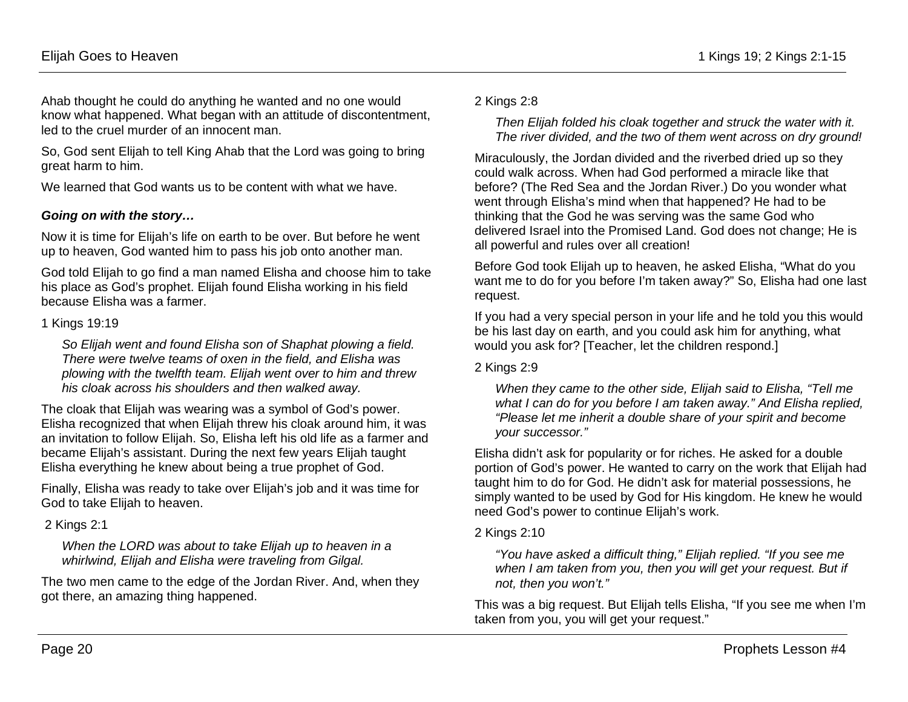Ahab thought he could do anything he wanted and no one would know what happened. What began with an attitude of discontentment, led to the cruel murder of an innocent man.

So, God sent Elijah to tell King Ahab that the Lord was going to bring great harm to him.

We learned that God wants us to be content with what we have.

***Going on with the story…***

Now it is time for Elijah's life on earth to be over. But before he went up to heaven, God wanted him to pass his job onto another man.

God told Elijah to go find a man named Elisha and choose him to take his place as God's prophet. Elijah found Elisha working in his field because Elisha was a farmer.

1 Kings 19:19

> *So Elijah went and found Elisha son of Shaphat plowing a field. There were twelve teams of oxen in the field, and Elisha was plowing with the twelfth team. Elijah went over to him and threw his cloak across his shoulders and then walked away.*

The cloak that Elijah was wearing was a symbol of God's power. Elisha recognized that when Elijah threw his cloak around him, it was an invitation to follow Elijah. So, Elisha left his old life as a farmer and became Elijah's assistant. During the next few years Elijah taught Elisha everything he knew about being a true prophet of God.

Finally, Elisha was ready to take over Elijah's job and it was time for God to take Elijah to heaven.

2 Kings 2:1

> *When the LORD was about to take Elijah up to heaven in a whirlwind, Elijah and Elisha were traveling from Gilgal.*

The two men came to the edge of the Jordan River. And, when they got there, an amazing thing happened.

2 Kings 2:8

> *Then Elijah folded his cloak together and struck the water with it. The river divided, and the two of them went across on dry ground!*

Miraculously, the Jordan divided and the riverbed dried up so they could walk across. When had God performed a miracle like that before? (The Red Sea and the Jordan River.) Do you wonder what went through Elisha's mind when that happened? He had to be thinking that the God he was serving was the same God who delivered Israel into the Promised Land. God does not change; He is all powerful and rules over all creation!

Before God took Elijah up to heaven, he asked Elisha, "What do you want me to do for you before I'm taken away?" So, Elisha had one last request.

If you had a very special person in your life and he told you this would be his last day on earth, and you could ask him for anything, what would you ask for? [Teacher, let the children respond.]

2 Kings 2:9

> *When they came to the other side, Elijah said to Elisha, "Tell me what I can do for you before I am taken away." And Elisha replied, "Please let me inherit a double share of your spirit and become your successor."*

Elisha didn't ask for popularity or for riches. He asked for a double portion of God's power. He wanted to carry on the work that Elijah had taught him to do for God. He didn't ask for material possessions, he simply wanted to be used by God for His kingdom. He knew he would need God's power to continue Elijah's work.

2 Kings 2:10

> *"You have asked a difficult thing," Elijah replied. "If you see me when I am taken from you, then you will get your request. But if not, then you won't."*

This was a big request. But Elijah tells Elisha, "If you see me when I'm taken from you, you will get your request."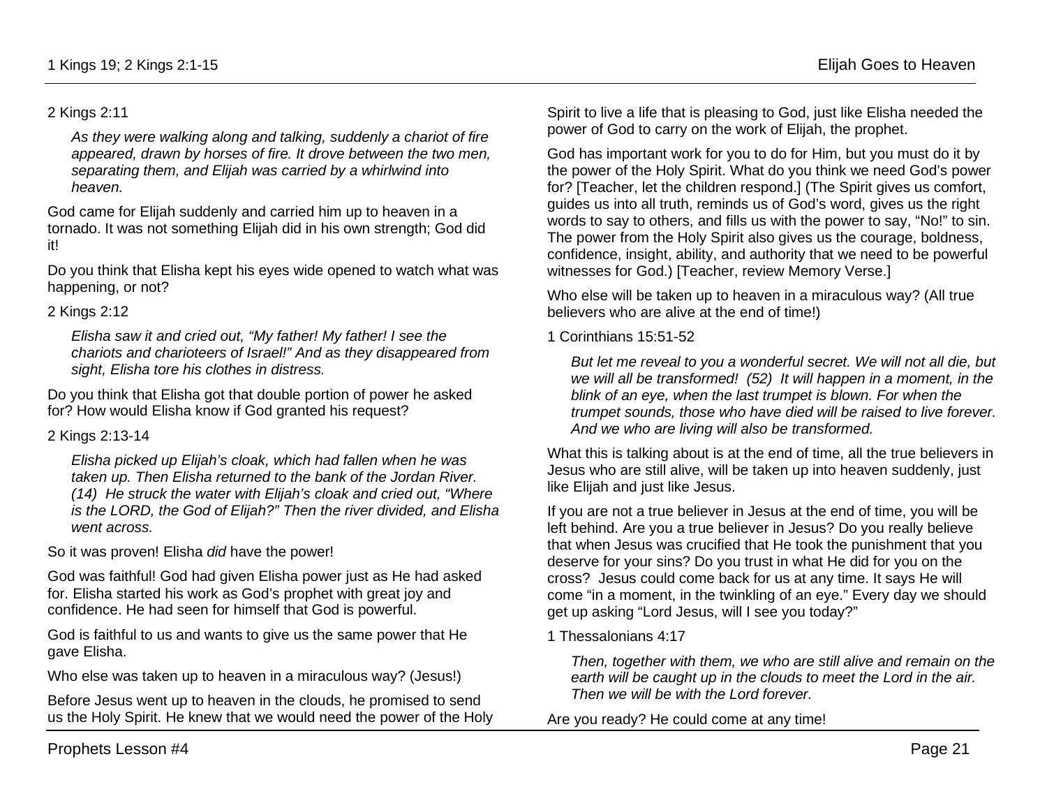2 Kings 2:11

> *As they were walking along and talking, suddenly a chariot of fire appeared, drawn by horses of fire. It drove between the two men, separating them, and Elijah was carried by a whirlwind into heaven.*

God came for Elijah suddenly and carried him up to heaven in a tornado. It was not something Elijah did in his own strength; God did it!

Do you think that Elisha kept his eyes wide opened to watch what was happening, or not?

2 Kings 2:12

> *Elisha saw it and cried out, "My father! My father! I see the chariots and charioteers of Israel!" And as they disappeared from sight, Elisha tore his clothes in distress.*

Do you think that Elisha got that double portion of power he asked for? How would Elisha know if God granted his request?

2 Kings 2:13-14

> *Elisha picked up Elijah's cloak, which had fallen when he was taken up. Then Elisha returned to the bank of the Jordan River. (14) He struck the water with Elijah's cloak and cried out, "Where is the LORD, the God of Elijah?" Then the river divided, and Elisha went across.*

So it was proven! Elisha *did* have the power!

God was faithful! God had given Elisha power just as He had asked for. Elisha started his work as God's prophet with great joy and confidence. He had seen for himself that God is powerful.

God is faithful to us and wants to give us the same power that He gave Elisha.

Who else was taken up to heaven in a miraculous way? (Jesus!)

Before Jesus went up to heaven in the clouds, he promised to send us the Holy Spirit. He knew that we would need the power of the Holy Spirit to live a life that is pleasing to God, just like Elisha needed the power of God to carry on the work of Elijah, the prophet.

God has important work for you to do for Him, but you must do it by the power of the Holy Spirit. What do you think we need God's power for? [Teacher, let the children respond.] (The Spirit gives us comfort, guides us into all truth, reminds us of God's word, gives us the right words to say to others, and fills us with the power to say, "No!" to sin. The power from the Holy Spirit also gives us the courage, boldness, confidence, insight, ability, and authority that we need to be powerful witnesses for God.) [Teacher, review Memory Verse.]

Who else will be taken up to heaven in a miraculous way? (All true believers who are alive at the end of time!)

1 Corinthians 15:51-52

> *But let me reveal to you a wonderful secret. We will not all die, but we will all be transformed! (52) It will happen in a moment, in the blink of an eye, when the last trumpet is blown. For when the trumpet sounds, those who have died will be raised to live forever. And we who are living will also be transformed.*

What this is talking about is at the end of time, all the true believers in Jesus who are still alive, will be taken up into heaven suddenly, just like Elijah and just like Jesus.

If you are not a true believer in Jesus at the end of time, you will be left behind. Are you a true believer in Jesus? Do you really believe that when Jesus was crucified that He took the punishment that you deserve for your sins? Do you trust in what He did for you on the cross? Jesus could come back for us at any time. It says He will come "in a moment, in the twinkling of an eye." Every day we should get up asking "Lord Jesus, will I see you today?"

1 Thessalonians 4:17

> *Then, together with them, we who are still alive and remain on the earth will be caught up in the clouds to meet the Lord in the air. Then we will be with the Lord forever.*

Are you ready? He could come at any time!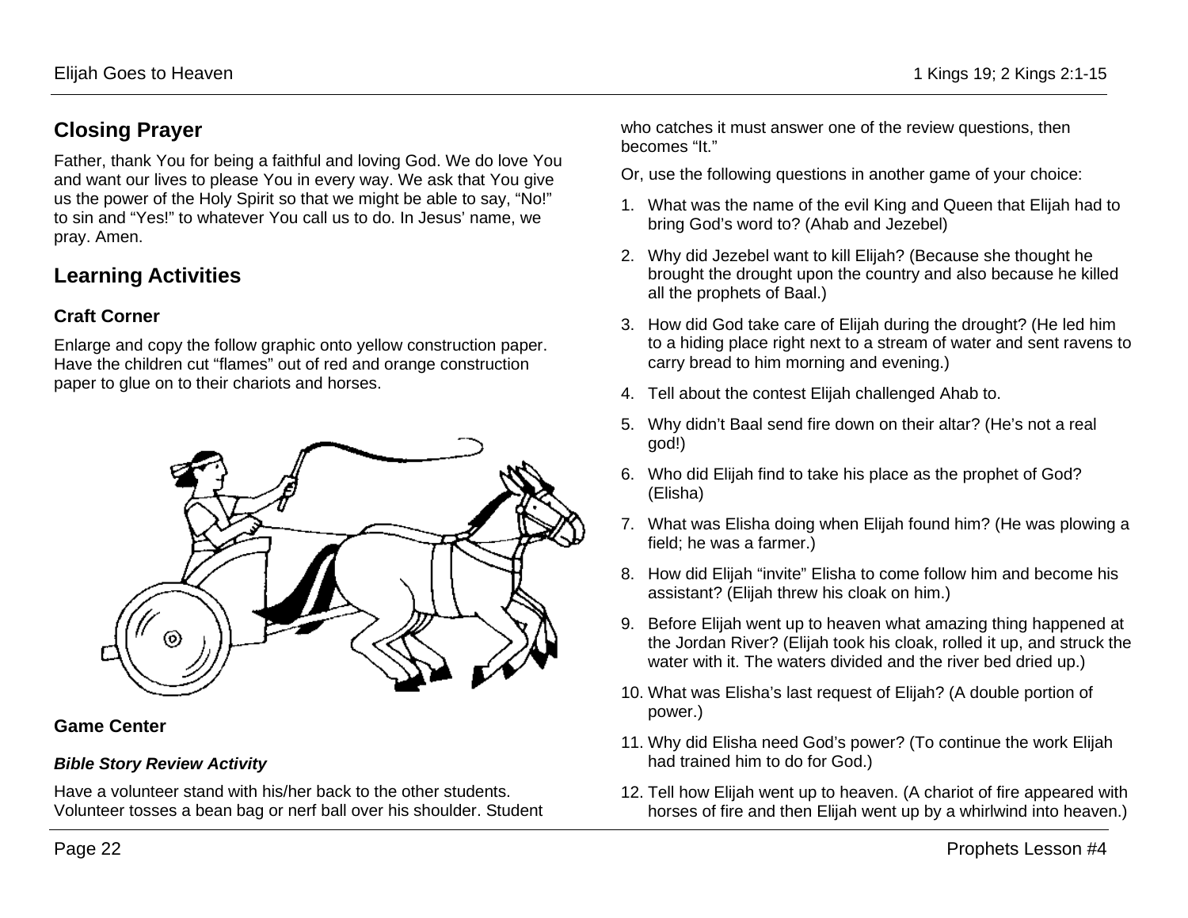## Closing Prayer

Father, thank You for being a faithful and loving God. We do love You and want our lives to please You in every way. We ask that You give us the power of the Holy Spirit so that we might be able to say, "No!" to sin and "Yes!" to whatever You call us to do. In Jesus' name, we pray. Amen.

## Learning Activities

### Craft Corner

Enlarge and copy the follow graphic onto yellow construction paper. Have the children cut "flames" out of red and orange construction paper to glue on to their chariots and horses.

### Game Center

#### *Bible Story Review Activity*

Have a volunteer stand with his/her back to the other students. Volunteer tosses a bean bag or nerf ball over his shoulder. Student who catches it must answer one of the review questions, then becomes "It."

Or, use the following questions in another game of your choice:

1. What was the name of the evil King and Queen that Elijah had to bring God's word to? (Ahab and Jezebel)
2. Why did Jezebel want to kill Elijah? (Because she thought he brought the drought upon the country and also because he killed all the prophets of Baal.)
3. How did God take care of Elijah during the drought? (He led him to a hiding place right next to a stream of water and sent ravens to carry bread to him morning and evening.)
4. Tell about the contest Elijah challenged Ahab to.
5. Why didn't Baal send fire down on their altar? (He's not a real god!)
6. Who did Elijah find to take his place as the prophet of God? (Elisha)
7. What was Elisha doing when Elijah found him? (He was plowing a field; he was a farmer.)
8. How did Elijah "invite" Elisha to come follow him and become his assistant? (Elijah threw his cloak on him.)
9. Before Elijah went up to heaven what amazing thing happened at the Jordan River? (Elijah took his cloak, rolled it up, and struck the water with it. The waters divided and the river bed dried up.)
10. What was Elisha's last request of Elijah? (A double portion of power.)
11. Why did Elisha need God's power? (To continue the work Elijah had trained him to do for God.)
12. Tell how Elijah went up to heaven. (A chariot of fire appeared with horses of fire and then Elijah went up by a whirlwind into heaven.)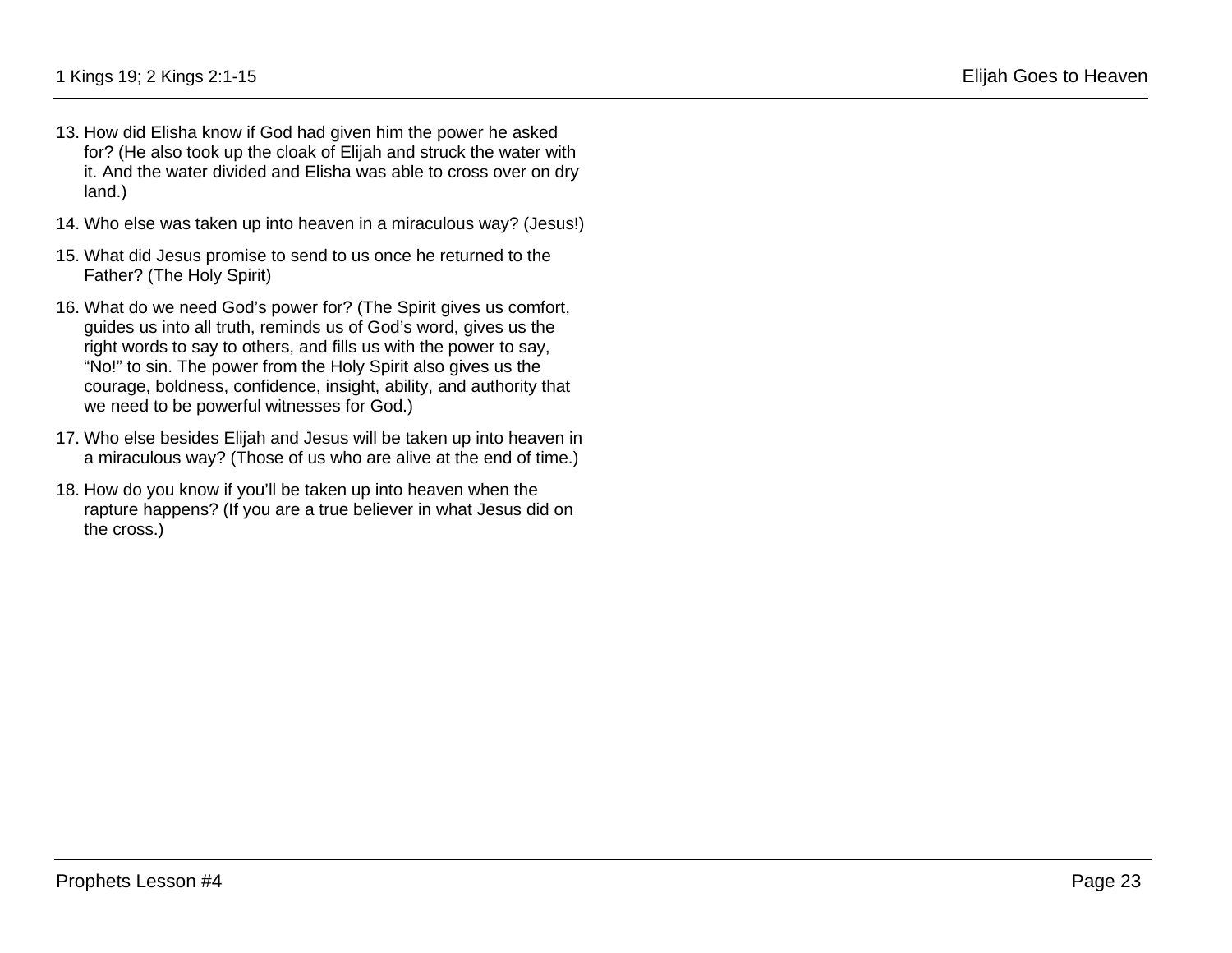13. How did Elisha know if God had given him the power he asked for? (He also took up the cloak of Elijah and struck the water with it. And the water divided and Elisha was able to cross over on dry land.)
14. Who else was taken up into heaven in a miraculous way? (Jesus!)
15. What did Jesus promise to send to us once he returned to the Father? (The Holy Spirit)
16. What do we need God's power for? (The Spirit gives us comfort, guides us into all truth, reminds us of God's word, gives us the right words to say to others, and fills us with the power to say, "No!" to sin. The power from the Holy Spirit also gives us the courage, boldness, confidence, insight, ability, and authority that we need to be powerful witnesses for God.)
17. Who else besides Elijah and Jesus will be taken up into heaven in a miraculous way? (Those of us who are alive at the end of time.)
18. How do you know if you'll be taken up into heaven when the rapture happens? (If you are a true believer in what Jesus did on the cross.)